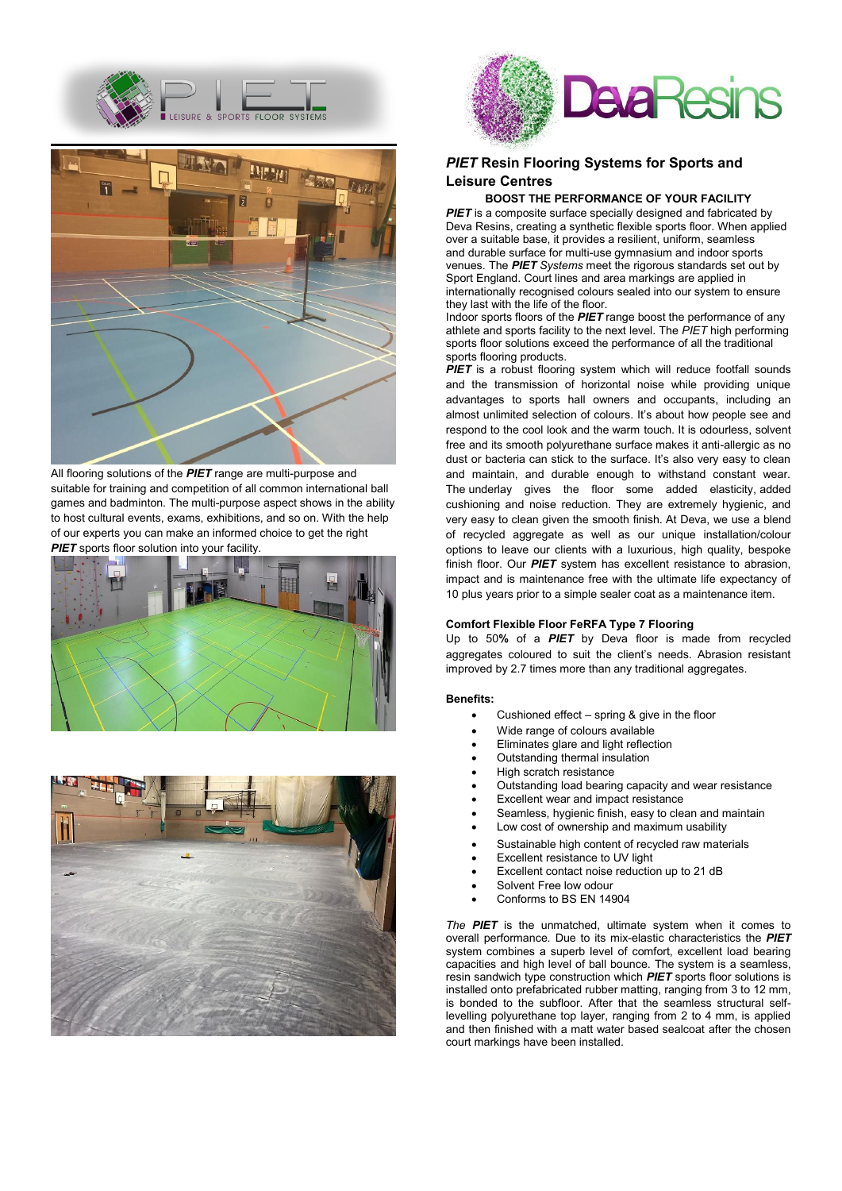PIET LEISURE & SPORTS FLOOR SYSTEMS

DevaResins

## *PIET* Resin Flooring Systems for Sports and Leisure Centres

### BOOST THE PERFORMANCE OF YOUR FACILITY

***PIET*** is a composite surface specially designed and fabricated by Deva Resins, creating a synthetic flexible sports floor. When applied over a suitable base, it provides a resilient, uniform, seamless and durable surface for multi-use gymnasium and indoor sports venues. The ***PIET*** *Systems* meet the rigorous standards set out by Sport England. Court lines and area markings are applied in internationally recognised colours sealed into our system to ensure they last with the life of the floor.

Indoor sports floors of the ***PIET*** range boost the performance of any athlete and sports facility to the next level. The *PIET* high performing sports floor solutions exceed the performance of all the traditional sports flooring products.

***PIET*** is a robust flooring system which will reduce footfall sounds and the transmission of horizontal noise while providing unique advantages to sports hall owners and occupants, including an almost unlimited selection of colours. It's about how people see and respond to the cool look and the warm touch. It is odourless, solvent free and its smooth polyurethane surface makes it anti-allergic as no dust or bacteria can stick to the surface. It's also very easy to clean and maintain, and durable enough to withstand constant wear. The underlay gives the floor some added elasticity, added cushioning and noise reduction. They are extremely hygienic, and very easy to clean given the smooth finish. At Deva, we use a blend of recycled aggregate as well as our unique installation/colour options to leave our clients with a luxurious, high quality, bespoke finish floor. Our ***PIET*** system has excellent resistance to abrasion, impact and is maintenance free with the ultimate life expectancy of 10 plus years prior to a simple sealer coat as a maintenance item.

All flooring solutions of the ***PIET*** range are multi-purpose and suitable for training and competition of all common international ball games and badminton. The multi-purpose aspect shows in the ability to host cultural events, exams, exhibitions, and so on. With the help of our experts you can make an informed choice to get the right ***PIET*** sports floor solution into your facility.

**Comfort Flexible Floor FeRFA Type 7 Flooring**

Up to 50**%** of a ***PIET*** by Deva floor is made from recycled aggregates coloured to suit the client's needs. Abrasion resistant improved by 2.7 times more than any traditional aggregates.

**Benefits:**

- Cushioned effect – spring & give in the floor
- Wide range of colours available
- Eliminates glare and light reflection
- Outstanding thermal insulation
- High scratch resistance
- Outstanding load bearing capacity and wear resistance
- Excellent wear and impact resistance
- Seamless, hygienic finish, easy to clean and maintain
- Low cost of ownership and maximum usability
- Sustainable high content of recycled raw materials
- Excellent resistance to UV light
- Excellent contact noise reduction up to 21 dB
- Solvent Free low odour
- Conforms to BS EN 14904

*The* ***PIET*** is the unmatched, ultimate system when it comes to overall performance. Due to its mix-elastic characteristics the ***PIET*** system combines a superb level of comfort, excellent load bearing capacities and high level of ball bounce. The system is a seamless, resin sandwich type construction which ***PIET*** sports floor solutions is installed onto prefabricated rubber matting, ranging from 3 to 12 mm, is bonded to the subfloor. After that the seamless structural self-levelling polyurethane top layer, ranging from 2 to 4 mm, is applied and then finished with a matt water based sealcoat after the chosen court markings have been installed.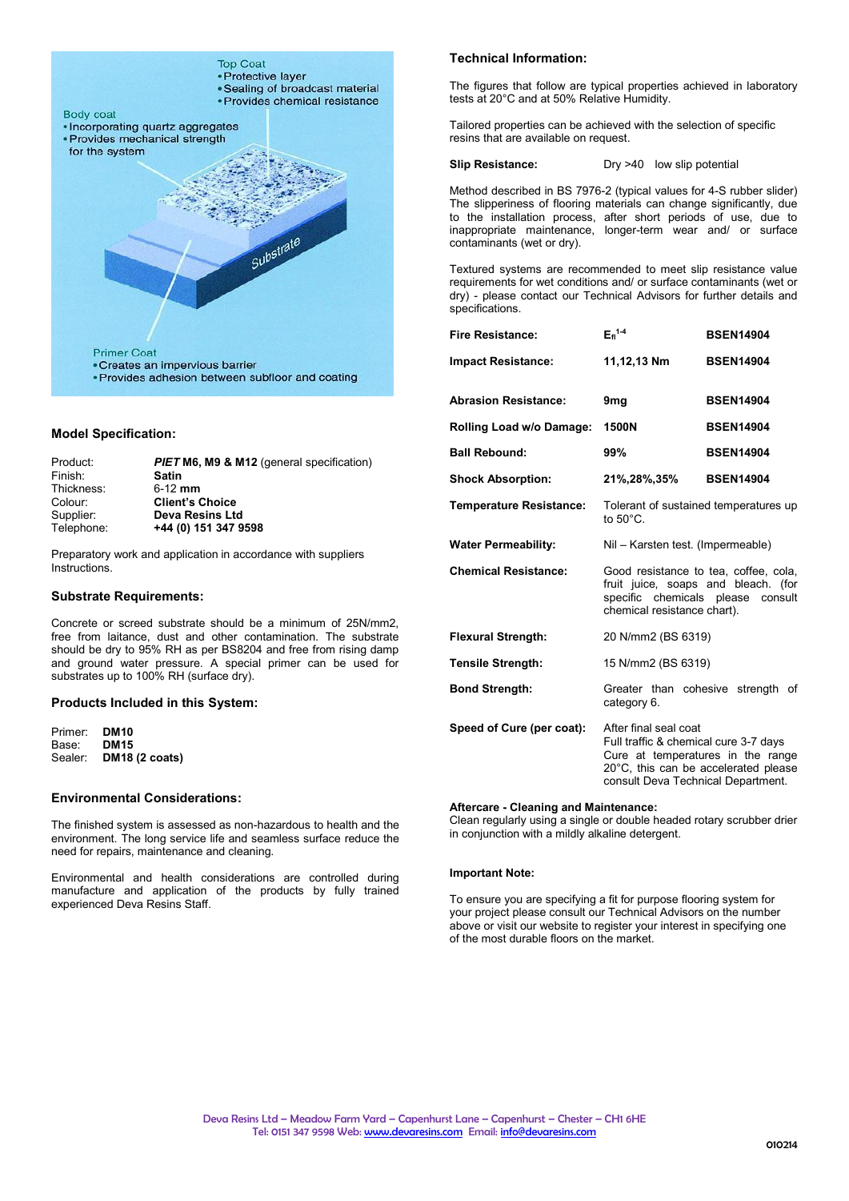Top Coat
- Protective layer
- Sealing of broadcast material
- Provides chemical resistance

Body coat
- Incorporating quartz aggregates
- Provides mechanical strength for the system

Substrate

Primer Coat
- Creates an impervious barrier
- Provides adhesion between subfloor and coating

## Model Specification:

| | |
|---|---|
| Product: | ***PIET* M6, M9 & M12** (general specification) |
| Finish: | **Satin** |
| Thickness: | 6-12 **mm** |
| Colour: | **Client's Choice** |
| Supplier: | **Deva Resins Ltd** |
| Telephone: | **+44 (0) 151 347 9598** |

Preparatory work and application in accordance with suppliers Instructions.

## Substrate Requirements:

Concrete or screed substrate should be a minimum of 25N/mm2, free from laitance, dust and other contamination. The substrate should be dry to 95% RH as per BS8204 and free from rising damp and ground water pressure. A special primer can be used for substrates up to 100% RH (surface dry).

## Products Included in this System:

| | |
|---|---|
| Primer: | **DM10** |
| Base: | **DM15** |
| Sealer: | **DM18 (2 coats)** |

## Environmental Considerations:

The finished system is assessed as non-hazardous to health and the environment. The long service life and seamless surface reduce the need for repairs, maintenance and cleaning.

Environmental and health considerations are controlled during manufacture and application of the products by fully trained experienced Deva Resins Staff.

## Technical Information:

The figures that follow are typical properties achieved in laboratory tests at 20°C and at 50% Relative Humidity.

Tailored properties can be achieved with the selection of specific resins that are available on request.

**Slip Resistance:** Dry >40 low slip potential

Method described in BS 7976-2 (typical values for 4-S rubber slider) The slipperiness of flooring materials can change significantly, due to the installation process, after short periods of use, due to inappropriate maintenance, longer-term wear and/ or surface contaminants (wet or dry).

Textured systems are recommended to meet slip resistance value requirements for wet conditions and/ or surface contaminants (wet or dry) - please contact our Technical Advisors for further details and specifications.

| | | |
|---|---|---|
| **Fire Resistance:** | **$E_{fl}$[1-4]** | **BSEN14904** |
| **Impact Resistance:** | **11,12,13 Nm** | **BSEN14904** |
| **Abrasion Resistance:** | **9mg** | **BSEN14904** |
| **Rolling Load w/o Damage:** | **1500N** | **BSEN14904** |
| **Ball Rebound:** | **99%** | **BSEN14904** |
| **Shock Absorption:** | **21%,28%,35%** | **BSEN14904** |
| **Temperature Resistance:** | Tolerant of sustained temperatures up to 50°C. | |
| **Water Permeability:** | Nil – Karsten test. (Impermeable) | |
| **Chemical Resistance:** | Good resistance to tea, coffee, cola, fruit juice, soaps and bleach. (for specific chemicals please consult chemical resistance chart). | |
| **Flexural Strength:** | 20 N/mm2 (BS 6319) | |
| **Tensile Strength:** | 15 N/mm2 (BS 6319) | |
| **Bond Strength:** | Greater than cohesive strength of category 6. | |
| **Speed of Cure (per coat):** | After final seal coat<br>Full traffic & chemical cure 3-7 days<br>Cure at temperatures in the range 20°C, this can be accelerated please consult Deva Technical Department. | |

**Aftercare - Cleaning and Maintenance:**
Clean regularly using a single or double headed rotary scrubber drier in conjunction with a mildly alkaline detergent.

**Important Note:**

To ensure you are specifying a fit for purpose flooring system for your project please consult our Technical Advisors on the number above or visit our website to register your interest in specifying one of the most durable floors on the market.

Deva Resins Ltd – Meadow Farm Yard – Capenhurst Lane – Capenhurst – Chester – CH1 6HE
Tel: 0151 347 9598 Web: www.devaresins.com Email: info@devaresins.com

010214